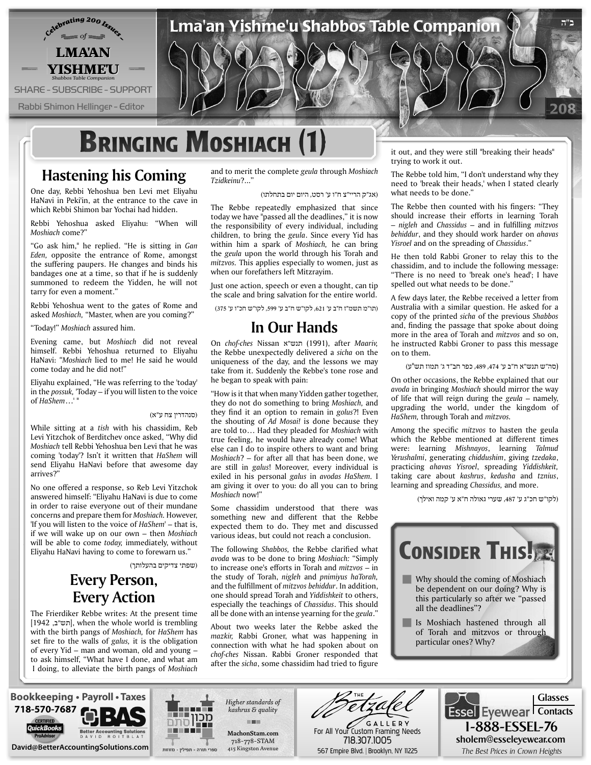# Lma'an Yishme'u Shabbos Table Companion

ב"ה

Rabbi Shimon Hellinger - Editor

## Bringing Moshiach (1)

### Hastening his Coming

One day, Rebbi Yehoshua ben Levi met Eliyahu HaNavi in Peki'in, at the entrance to the cave in which Rebbi Shimon bar Yochai had hidden.

Rebbi Yehoshua asked Eliyahu: "When will *Moshiach* come?"

"Go ask him," he replied. "He is sitting in *Gan Eden,* opposite the entrance of Rome, amongst the suffering paupers. He changes and binds his bandages one at a time, so that if he is suddenly summoned to redeem the Yidden, he will not tarry for even a moment."

Rebbi Yehoshua went to the gates of Rome and asked *Moshiach,* "Master, when are you coming?"

"Today!" *Moshiach* assured him.

Evening came, but *Moshiach* did not reveal himself. Rebbi Yehoshua returned to Eliyahu HaNavi: *"Moshiach* lied to me! He said he would come today and he did not!"

Eliyahu explained, "He was referring to the 'today' in the *possuk,* 'Today – if you will listen to the voice of *HaShem*…' "

(סנהדרין צח ע"א)

While sitting at a *tish* with his chassidim, Reb Levi Yitzchok of Berditchev once asked, "Why did *Moshiach* tell Rebbi Yehoshua ben Levi that he was coming 'today'? Isn't it written that *HaShem* will send Eliyahu HaNavi before that awesome day arrives?"

No one offered a response, so Reb Levi Yitzchok answered himself: "Eliyahu HaNavi is due to come in order to raise everyone out of their mundane concerns and prepare them for *Moshiach.* However, 'If you will listen to the voice of *HaShem*' – that is, if we will wake up on our own – then *Moshiach* will be able to come *today,* immediately, without Eliyahu HaNavi having to come to forewarn us."

(שפתי צדיקים בהעלותך)

### Every Person, Every Action

The Frierdiker Rebbe writes: At the present time [תש"ב, 1942], when the whole world is trembling with the birth pangs of *Moshiach,* for *HaShem* has set fire to the walls of *galus,* it is the obligation of every Yid – man and woman, old and young – to ask himself, "What have I done, and what am I doing, to alleviate the birth pangs of *Moshiach* and to merit the complete *geula* through *Moshiach Tzidkeinu*?..."

(אג"ק הריי"צ ח"ו ע' רסט, היום יום בתחלתו)

The Rebbe repeatedly emphasized that since today we have "passed all the deadlines," it is now the responsibility of every individual, including children, to bring the *geula*. Since every Yid has within him a spark of *Moshiach,* he can bring the *geula* upon the world through his Torah and *mitzvos.* This applies especially to women, just as when our forefathers left Mitzrayim.

Just one action, speech or even a thought, can tip the scale and bring salvation for the entire world.

(תו"מ תשמ"ז ח"ב ע' 621, לקו"ש ח"ב ע' 599, לקו"ש חכ"ו ע' 375)

### In Our Hands

On *chof-ches* Nissan תנש"א (1991), after *Maariv,* the Rebbe unexpectedly delivered a *sicha* on the uniqueness of the day, and the lessons we may take from it. Suddenly the Rebbe's tone rose and he began to speak with pain:

"How is it that when many Yidden gather together, they do not do something to bring *Moshiach,* and they find it an option to remain in *golus*?! Even the shouting of *Ad Mosai!* is done because they are told to… Had they pleaded for *Moshiach* with true feeling, he would have already come! What else can I do to inspire others to want and bring *Moshiach*? – for after all that has been done, we are still in *galus*! Moreover, every individual is exiled in his personal *galus* in *avodas HaShem*. I am giving it over to you: do all you can to bring *Moshiach* now!"

Some chassidim understood that there was something new and different that the Rebbe expected them to do. They met and discussed various ideas, but could not reach a conclusion.

The following *Shabbos,* the Rebbe clarified what *avoda* was to be done to bring *Moshiach:* "Simply to increase one's efforts in Torah and *mitzvos* – in the study of Torah, *nigleh* and *pnimiyus haTorah,* and the fulfillment of *mitzvos behiddur*. In addition, one should spread Torah and *Yiddishkeit* to others, especially the teachings of *Chassidus*. This should all be done with an intense yearning for the *geula*."

About two weeks later the Rebbe asked the *mazkir,* Rabbi Groner, what was happening in connection with what he had spoken about on *chof-ches* Nissan. Rabbi Groner responded that after the *sicha*, some chassidim had tried to figure it out, and they were still "breaking their heads" trying to work it out.

The Rebbe told him, "I don't understand why they need to 'break their heads,' when I stated clearly what needs to be done."

The Rebbe then counted with his fingers: "They should increase their efforts in learning Torah – *nigleh* and *Chassidus* – and in fulfilling *mitzvos behiddur*, and they should work harder on *ahavas Yisroel* and on the spreading of *Chassidus*."

He then told Rabbi Groner to relay this to the chassidim, and to include the following message: "There is no need to 'break one's head'; I have spelled out what needs to be done."

A few days later, the Rebbe received a letter from Australia with a similar question. He asked for a copy of the printed *sicha* of the previous *Shabbos* and, finding the passage that spoke about doing more in the area of Torah and *mitzvos* and so on, he instructed Rabbi Groner to pass this message on to them.

(סה"ש תנש"א ח"ב ע' 474, 489, כפר חב"ד ג' תמוז תש"ע)

On other occasions, the Rebbe explained that our *avoda* in bringing *Moshiach* should mirror the way of life that will reign during the *geula* – namely, upgrading the world, under the kingdom of *HaShem,* through Torah and *mitzvos.*

Among the specific *mitzvos* to hasten the geula which the Rebbe mentioned at different times were: learning *Mishnayos*, learning *Talmud Yerushalmi*, generating *chiddushim*, giving *tzedaka*, practicing *ahavas Yisroel*, spreading *Yiddishkeit,* taking care about *kashrus*, *kedusha* and *tznius*, learning and spreading *Chassidus,* and more.

(לקו"ש חכ"ג ע' 487, שערי גאולה ח"א ע' קמה ואילך)

### Consider This!

- Why should the coming of Moshiach be dependent on our doing? Why is this particularly so after we "passed all the deadlines"?
- Is Moshiach hastened through all of Torah and mitzvos or through particular ones? Why?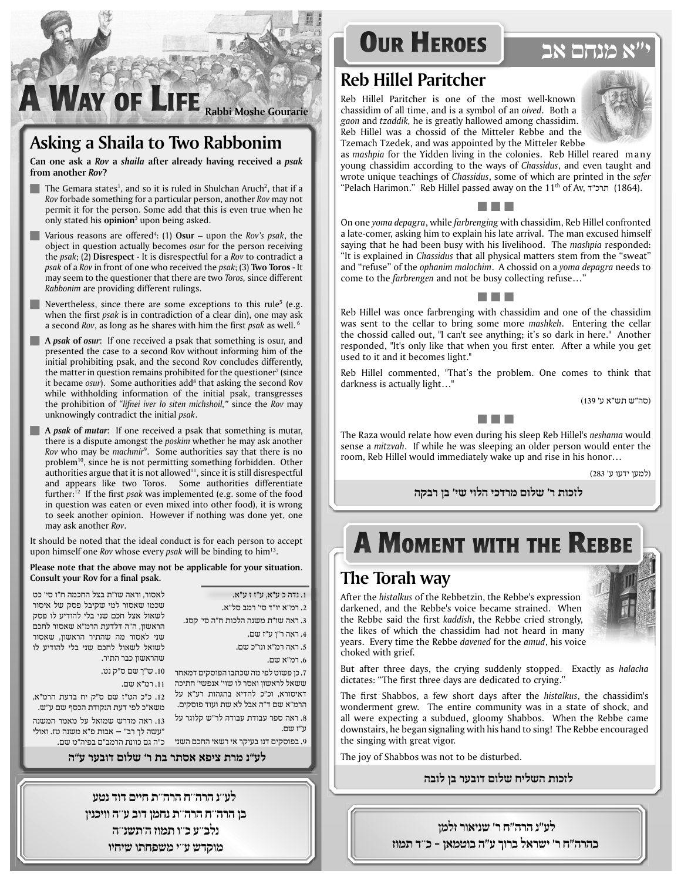# A Way of Life

Rabbi Moshe Gourarie

## Asking a Shaila to Two Rabbonim

**Can one ask a *Rov* a *shaila* after already having received a *psak* from another *Rov*?**

- The Gemara states[1], and so it is ruled in Shulchan Aruch[2], that if a *Rov* forbade something for a particular person, another *Rov* may not permit it for the person. Some add that this is even true when he only stated his **opinion**[3] upon being asked.
- Various reasons are offered[4]: (1) **Osur** – upon the *Rov's psak*, the object in question actually becomes *osur* for the person receiving the *psak*; (2) **Disrespect** - It is disrespectful for a *Rov* to contradict a *psak* of a *Rov* in front of one who received the *psak*; (3) **Two Toros** - It may seem to the questioner that there are two *Toros,* since different *Rabbonim* are providing different rulings.
- Nevertheless, since there are some exceptions to this rule[5] (e.g. when the first *psak* is in contradiction of a clear din), one may ask a second *Rov*, as long as he shares with him the first *psak* as well.[6]
- **A *psak* of *osur***: If one received a psak that something is osur, and presented the case to a second Rov without informing him of the initial prohibiting psak, and the second Rov concludes differently, the matter in question remains prohibited for the questioner[7] (since it became *osur*). Some authorities add[8] that asking the second Rov while withholding information of the initial psak, transgresses the prohibition of *"lifnei iver lo siten michshoil,"* since the *Rov* may unknowingly contradict the initial *psak*.
- **A *psak* of *mutar***: If one received a psak that something is mutar, there is a dispute amongst the *poskim* whether he may ask another *Rov* who may be *machmir*[9]. Some authorities say that there is no problem[10], since he is not permitting something forbidden. Other authorities argue that it is not allowed[11], since it is still disrespectful and appears like two Toros. Some authorities differentiate further:[12] If the first *psak* was implemented (e.g. some of the food in question was eaten or even mixed into other food), it is wrong to seek another opinion. However if nothing was done yet, one may ask another *Rov*.

It should be noted that the ideal conduct is for each person to accept upon himself one *Rov* whose every *psak* will be binding to him[13].

**Please note that the above may not be applicable for your situation. Consult your Rov for a final psak.**

1. נדה כ ע"א, ע"ז ז ע"א.
2. רמ"א יו"ד סי' רמב סל"א.
3. ראה שו"ת משנה הלכות ח"ה סי' קסג.
4. ראה ר"ן ע"ז שם.
5. ראה רמ"א ונו"כ שם.
6. רמ"א שם.
7. כן פשוט לפי מה שכתבו הפוסקים דמאחר ששאל לראשון ואסר לו שוי' אנפשי' חתיכה דאיסורא, וכ"כ להדיא בהגהות רע"א על הרמ"א שם ד"ה אבל לא שת ועוד פוסקים.
8. ראה ספר עבודת עבודה לר"ש קלוגר על ע"ז שם.
9. בפוסקים דנו בעיקר אי רשאי החכם השני לאסור, וראה שו"ת בצל החכמה ח"ו סי' כט שכמו שאסור למי שקיבל פסק של איסור לשאול אצל חכם שני בלי להודיע לו פסק הראשון, ה"ה דלדעת הרמ"א שאסור לחכם שני לאסור מה שהתיר הראשון, שאסור לשאול לשאול לחכם שני בלי להודיע לו שהראשון כבר התיר.
10. ש"ך שם ס"ק נט.
11. רמ"א שם.
12. כ"כ הט"ז שם ס"ק יח בדעת הרמ"א, משא"כ לפי דעת הנקודות הכסף שם ע"ש.
13. ראה מדרש שמואל על מאמר המשנה "עשה לך רב" – אבות פ"א משנה טז. ואולי כ"ה גם כוונת הרמב"ם בפיה"מ שם.

**לע"נ מרת ציפא אסתר בת ר' שלום דובער ע"ה**

**לע"נ הרה"ח הרה"ת חיים דוד נטע**
**בן הרה"ח הרה"ת נחמן דוב ע"ה וויכנין**
**נלב"ע כ"ו תמוז ה'תשנ"ה**
**מוקדש ע"י משפחתו שיחיו**

# Our Heroes

**י"א מנחם אב**

## Reb Hillel Paritcher

Reb Hillel Paritcher is one of the most well-known chassidim of all time, and is a symbol of an *oived*. Both a *gaon* and *tzaddik,* he is greatly hallowed among chassidim. Reb Hillel was a chossid of the Mitteler Rebbe and the Tzemach Tzedek, and was appointed by the Mitteler Rebbe as *mashpia* for the Yidden living in the colonies. Reb Hillel reared many young chassidim according to the ways of *Chassidus*, and even taught and wrote unique teachings of *Chassidus*, some of which are printed in the *sefer* "Pelach Harimon." Reb Hillel passed away on the 11th of Av, תרכ"ד (1864).

On one *yoma depagra*, while *farbrenging* with chassidim, Reb Hillel confronted a late-comer, asking him to explain his late arrival. The man excused himself saying that he had been busy with his livelihood. The *mashpia* responded: "It is explained in *Chassidus* that all physical matters stem from the "sweat" and "refuse" of the *ophanim malochim*. A chossid on a *yoma depagra* needs to come to the *farbrengen* and not be busy collecting refuse…"

Reb Hillel was once farbrenging with chassidim and one of the chassidim was sent to the cellar to bring some more *mashkeh*. Entering the cellar the chossid called out, "I can't see anything; it's so dark in here." Another responded, "It's only like that when you first enter. After a while you get used to it and it becomes light."

Reb Hillel commented, "That's the problem. One comes to think that darkness is actually light…"

(סה"ש תש"א ע' 139)

The Raza would relate how even during his sleep Reb Hillel's *neshama* would sense a *mitzvah*. If while he was sleeping an older person would enter the room, Reb Hillel would immediately wake up and rise in his honor…

(למען ידעו ע' 283)

**לזכות ר' שלום מרדכי הלוי שי' בן רבקה**

# A Moment with the Rebbe

## The Torah way

After the *histalkus* of the Rebbetzin, the Rebbe's expression darkened, and the Rebbe's voice became strained. When the Rebbe said the first *kaddish*, the Rebbe cried strongly, the likes of which the chassidim had not heard in many years. Every time the Rebbe *davened* for the *amud*, his voice choked with grief.

But after three days, the crying suddenly stopped. Exactly as *halacha* dictates: "The first three days are dedicated to crying."

The first Shabbos, a few short days after the *histalkus*, the chassidim's wonderment grew. The entire community was in a state of shock, and all were expecting a subdued, gloomy Shabbos. When the Rebbe came downstairs, he began signaling with his hand to sing! The Rebbe encouraged the singing with great vigor.

The joy of Shabbos was not to be disturbed.

**לזכות השליח שלום דובער בן לובה**

**לע"נ הרה"ח ר' שניאור זלמן**
**בהרה"ח ר' ישראל ברוך ע"ה בוטמאן - כ"ד תמוז**